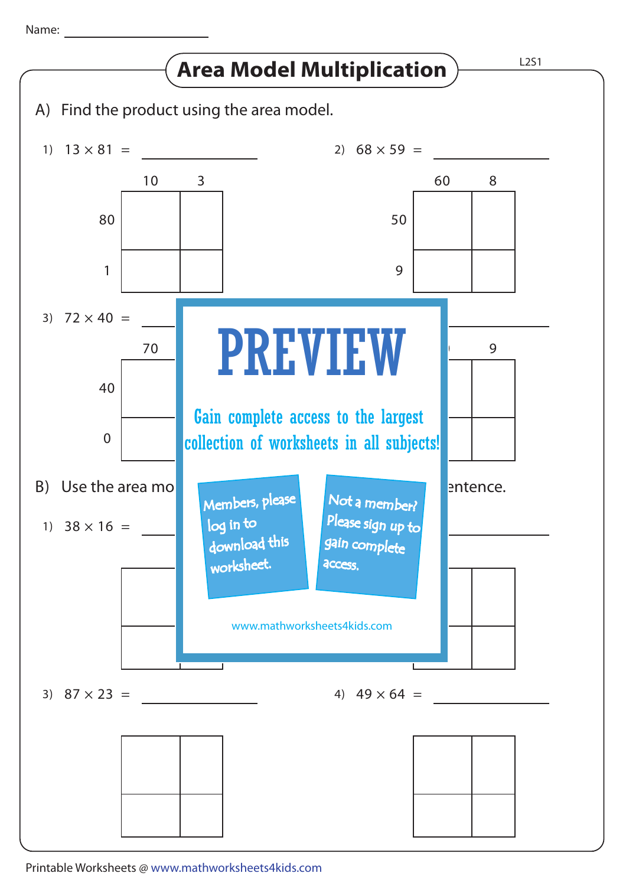Name: ____________________

# Area Model Multiplication

A) Find the product using the area model.

1) $13 \times 81$ = ____________

| | 10 | 3 |
|---|---|---|
| 80 | | |
| 1 | | |

2) $68 \times 59$ = ____________

| | 60 | 8 |
|---|---|---|
| 50 | | |
| 9 | | |

3) $72 \times 40$ = ____________

| | 70 | |
|---|---|---|
| 40 | | |
| 0 | | |

| | | 9 |
|---|---|---|
| | | |
| | | |

PREVIEW

Gain complete access to the largest collection of worksheets in all subjects!

Members, please log in to download this worksheet.

Not a member? Please sign up to gain complete access.

www.mathworksheets4kids.com

B) Use the area mo... ...entence.

1) $38 \times 16$ = ____________

3) $87 \times 23$ = ____________

| | | |
|---|---|---|
| | | |
| | | |

4) $49 \times 64$ = ____________

| | | |
|---|---|---|
| | | |
| | | |

Printable Worksheets @ www.mathworksheets4kids.com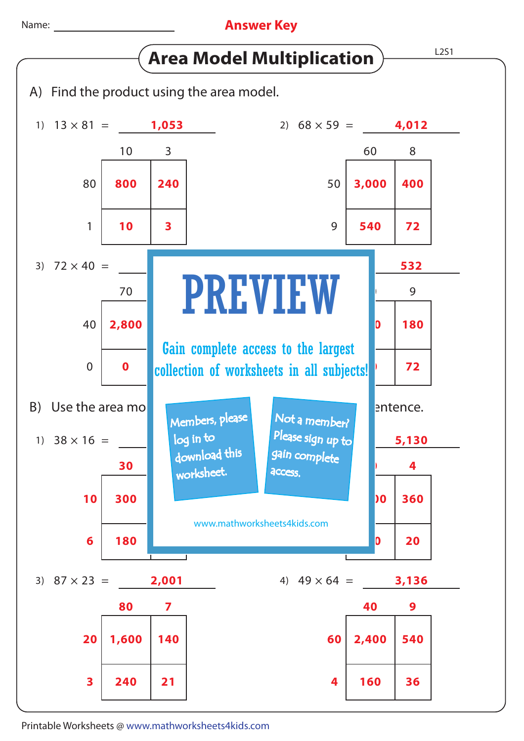Name: ____________ **Answer Key**

# Area Model Multiplication

L2S1

A) Find the product using the area model.

1) $13 \times 81$ = **1,053**

| | 10 | 3 |
|---|---|---|
| 80 | **800** | **240** |
| 1 | **10** | **3** |

2) $68 \times 59$ = **4,012**

| | 60 | 8 |
|---|---|---|
| 50 | **3,000** | **400** |
| 9 | **540** | **72** |

3) $72 \times 40$ =

| | 70 | |
|---|---|---|
| 40 | **2,800** | |
| 0 | **0** | |

4) **532**

| | | 9 |
|---|---|---|
| | | **180** |
| | | **72** |

**PREVIEW**

Gain complete access to the largest collection of worksheets in all subjects!

Members, please log in to download this worksheet.

Not a member? Please sign up to gain complete access.

www.mathworksheets4kids.com

B) Use the area mo... ...entence.

1) $38 \times 16$ =

| | **30** | |
|---|---|---|
| **10** | **300** | |
| **6** | **180** | |

2) **5,130**

| | | **4** |
|---|---|---|
| | | **360** |
| | | **20** |

3) $87 \times 23$ = **2,001**

| | **80** | **7** |
|---|---|---|
| **20** | **1,600** | **140** |
| **3** | **240** | **21** |

4) $49 \times 64$ = **3,136**

| | **40** | **9** |
|---|---|---|
| **60** | **2,400** | **540** |
| **4** | **160** | **36** |

Printable Worksheets @ www.mathworksheets4kids.com